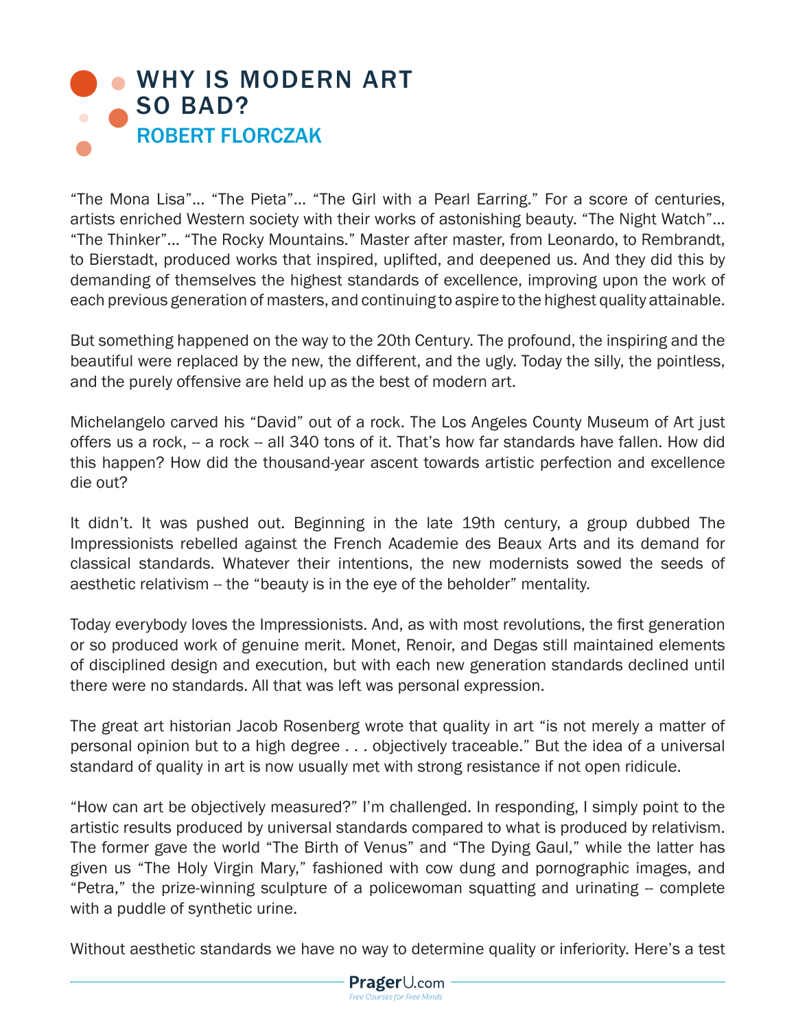# WHY IS MODERN ART SO BAD?

## ROBERT FLORCZAK

"The Mona Lisa"... "The Pieta"... "The Girl with a Pearl Earring." For a score of centuries, artists enriched Western society with their works of astonishing beauty. "The Night Watch"... "The Thinker"... "The Rocky Mountains." Master after master, from Leonardo, to Rembrandt, to Bierstadt, produced works that inspired, uplifted, and deepened us. And they did this by demanding of themselves the highest standards of excellence, improving upon the work of each previous generation of masters, and continuing to aspire to the highest quality attainable.

But something happened on the way to the 20th Century. The profound, the inspiring and the beautiful were replaced by the new, the different, and the ugly. Today the silly, the pointless, and the purely offensive are held up as the best of modern art.

Michelangelo carved his "David" out of a rock. The Los Angeles County Museum of Art just offers us a rock, -- a rock -- all 340 tons of it. That's how far standards have fallen. How did this happen? How did the thousand-year ascent towards artistic perfection and excellence die out?

It didn't. It was pushed out. Beginning in the late 19th century, a group dubbed The Impressionists rebelled against the French Academie des Beaux Arts and its demand for classical standards. Whatever their intentions, the new modernists sowed the seeds of aesthetic relativism -- the "beauty is in the eye of the beholder" mentality.

Today everybody loves the Impressionists. And, as with most revolutions, the first generation or so produced work of genuine merit. Monet, Renoir, and Degas still maintained elements of disciplined design and execution, but with each new generation standards declined until there were no standards. All that was left was personal expression.

The great art historian Jacob Rosenberg wrote that quality in art "is not merely a matter of personal opinion but to a high degree . . . objectively traceable." But the idea of a universal standard of quality in art is now usually met with strong resistance if not open ridicule.

"How can art be objectively measured?" I'm challenged. In responding, I simply point to the artistic results produced by universal standards compared to what is produced by relativism. The former gave the world "The Birth of Venus" and "The Dying Gaul," while the latter has given us "The Holy Virgin Mary," fashioned with cow dung and pornographic images, and "Petra," the prize-winning sculpture of a policewoman squatting and urinating -- complete with a puddle of synthetic urine.

Without aesthetic standards we have no way to determine quality or inferiority. Here's a test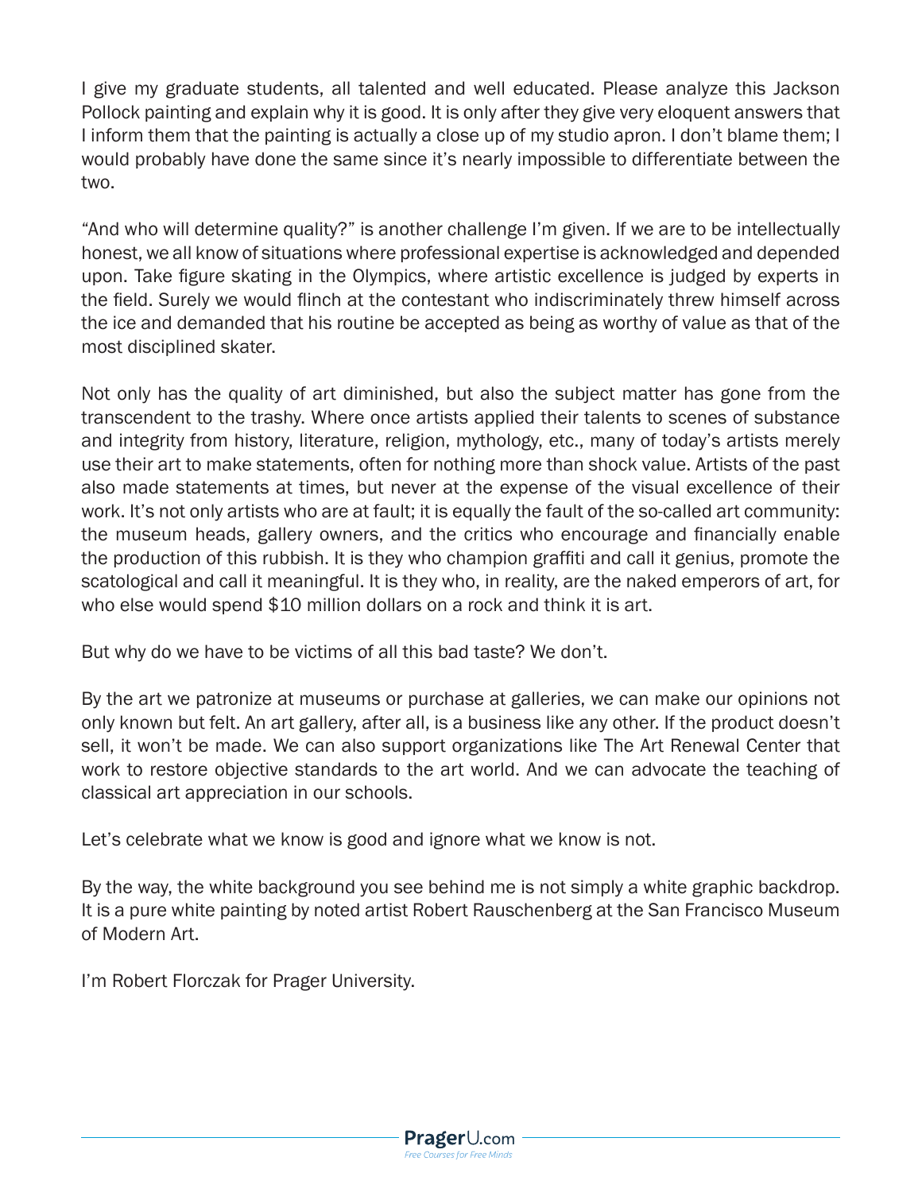I give my graduate students, all talented and well educated. Please analyze this Jackson Pollock painting and explain why it is good. It is only after they give very eloquent answers that I inform them that the painting is actually a close up of my studio apron. I don't blame them; I would probably have done the same since it's nearly impossible to differentiate between the two.

"And who will determine quality?" is another challenge I'm given. If we are to be intellectually honest, we all know of situations where professional expertise is acknowledged and depended upon. Take figure skating in the Olympics, where artistic excellence is judged by experts in the field. Surely we would flinch at the contestant who indiscriminately threw himself across the ice and demanded that his routine be accepted as being as worthy of value as that of the most disciplined skater.

Not only has the quality of art diminished, but also the subject matter has gone from the transcendent to the trashy. Where once artists applied their talents to scenes of substance and integrity from history, literature, religion, mythology, etc., many of today's artists merely use their art to make statements, often for nothing more than shock value. Artists of the past also made statements at times, but never at the expense of the visual excellence of their work. It's not only artists who are at fault; it is equally the fault of the so-called art community: the museum heads, gallery owners, and the critics who encourage and financially enable the production of this rubbish. It is they who champion graffiti and call it genius, promote the scatological and call it meaningful. It is they who, in reality, are the naked emperors of art, for who else would spend $10 million dollars on a rock and think it is art.

But why do we have to be victims of all this bad taste? We don't.

By the art we patronize at museums or purchase at galleries, we can make our opinions not only known but felt. An art gallery, after all, is a business like any other. If the product doesn't sell, it won't be made. We can also support organizations like The Art Renewal Center that work to restore objective standards to the art world. And we can advocate the teaching of classical art appreciation in our schools.

Let's celebrate what we know is good and ignore what we know is not.

By the way, the white background you see behind me is not simply a white graphic backdrop. It is a pure white painting by noted artist Robert Rauschenberg at the San Francisco Museum of Modern Art.

I'm Robert Florczak for Prager University.